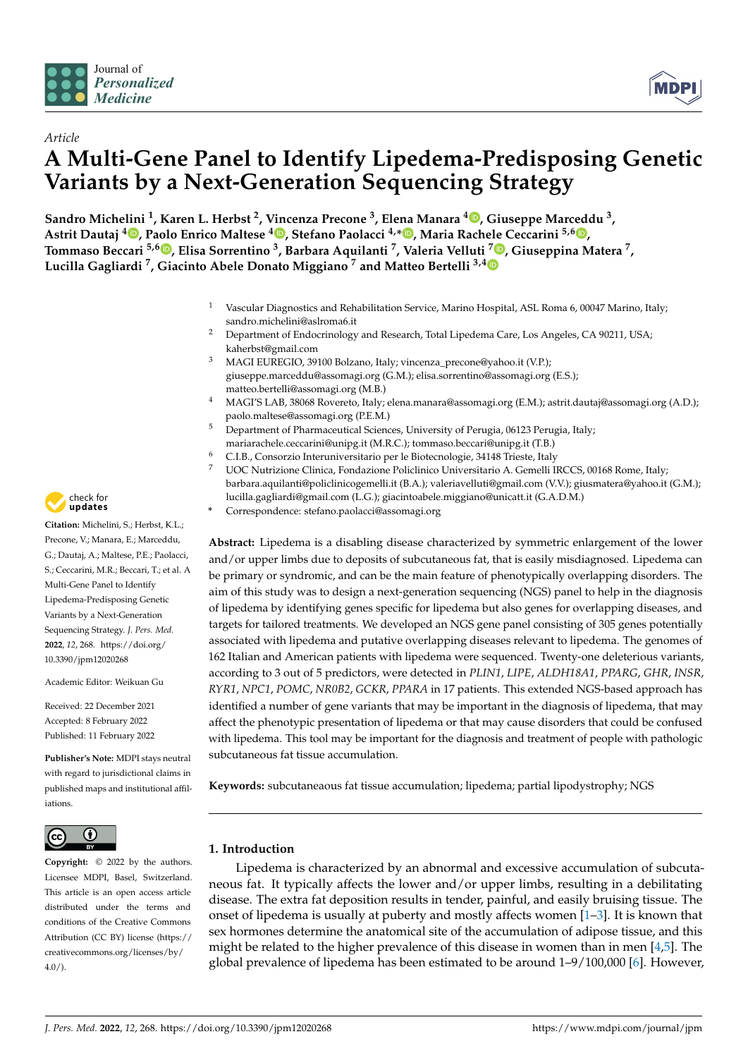Article

# A Multi-Gene Panel to Identify Lipedema-Predisposing Genetic Variants by a Next-Generation Sequencing Strategy

**Sandro Michelini [1], Karen L. Herbst [2], Vincenza Precone [3], Elena Manara [4], Giuseppe Marceddu [3], Astrit Dautaj [4], Paolo Enrico Maltese [4], Stefano Paolacci [4,*], Maria Rachele Ceccarini [5,6], Tommaso Beccari [5,6], Elisa Sorrentino [3], Barbara Aquilanti [7], Valeria Velluti [7], Giuseppina Matera [7], Lucilla Gagliardi [7], Giacinto Abele Donato Miggiano [7] and Matteo Bertelli [3,4]**

1 Vascular Diagnostics and Rehabilitation Service, Marino Hospital, ASL Roma 6, 00047 Marino, Italy; sandro.michelini@aslroma6.it
2 Department of Endocrinology and Research, Total Lipedema Care, Los Angeles, CA 90211, USA; kaherbst@gmail.com
3 MAGI EUREGIO, 39100 Bolzano, Italy; vincenza_precone@yahoo.it (V.P.); giuseppe.marceddu@assomagi.org (G.M.); elisa.sorrentino@assomagi.org (E.S.); matteo.bertelli@assomagi.org (M.B.)
4 MAGI'S LAB, 38068 Rovereto, Italy; elena.manara@assomagi.org (E.M.); astrit.dautaj@assomagi.org (A.D.); paolo.maltese@assomagi.org (P.E.M.)
5 Department of Pharmaceutical Sciences, University of Perugia, 06123 Perugia, Italy; mariarachele.ceccarini@unipg.it (M.R.C.); tommaso.beccari@unipg.it (T.B.)
6 C.I.B., Consorzio Interuniversitario per le Biotecnologie, 34148 Trieste, Italy
7 UOC Nutrizione Clinica, Fondazione Policlinico Universitario A. Gemelli IRCCS, 00168 Rome, Italy; barbara.aquilanti@policlinicogemelli.it (B.A.); valeriavelluti@gmail.com (V.V.); giusmatera@yahoo.it (G.M.); lucilla.gagliardi@gmail.com (L.G.); giacintoabele.miggiano@unicatt.it (G.A.D.M.)
* Correspondence: stefano.paolacci@assomagi.org

**Citation:** Michelini, S.; Herbst, K.L.; Precone, V.; Manara, E.; Marceddu, G.; Dautaj, A.; Maltese, P.E.; Paolacci, S.; Ceccarini, M.R.; Beccari, T.; et al. A Multi-Gene Panel to Identify Lipedema-Predisposing Genetic Variants by a Next-Generation Sequencing Strategy. *J. Pers. Med.* **2022**, *12*, 268. https://doi.org/10.3390/jpm12020268

Academic Editor: Weikuan Gu

Received: 22 December 2021
Accepted: 8 February 2022
Published: 11 February 2022

**Publisher's Note:** MDPI stays neutral with regard to jurisdictional claims in published maps and institutional affiliations.

**Copyright:** © 2022 by the authors. Licensee MDPI, Basel, Switzerland. This article is an open access article distributed under the terms and conditions of the Creative Commons Attribution (CC BY) license (https://creativecommons.org/licenses/by/4.0/).

**Abstract:** Lipedema is a disabling disease characterized by symmetric enlargement of the lower and/or upper limbs due to deposits of subcutaneous fat, that is easily misdiagnosed. Lipedema can be primary or syndromic, and can be the main feature of phenotypically overlapping disorders. The aim of this study was to design a next-generation sequencing (NGS) panel to help in the diagnosis of lipedema by identifying genes specific for lipedema but also genes for overlapping diseases, and targets for tailored treatments. We developed an NGS gene panel consisting of 305 genes potentially associated with lipedema and putative overlapping diseases relevant to lipedema. The genomes of 162 Italian and American patients with lipedema were sequenced. Twenty-one deleterious variants, according to 3 out of 5 predictors, were detected in *PLIN1*, *LIPE*, *ALDH18A1*, *PPARG*, *GHR*, *INSR*, *RYR1*, *NPC1*, *POMC*, *NR0B2*, *GCKR*, *PPARA* in 17 patients. This extended NGS-based approach has identified a number of gene variants that may be important in the diagnosis of lipedema, that may affect the phenotypic presentation of lipedema or that may cause disorders that could be confused with lipedema. This tool may be important for the diagnosis and treatment of people with pathologic subcutaneous fat tissue accumulation.

**Keywords:** subcutaneaous fat tissue accumulation; lipedema; partial lipodystrophy; NGS

## 1. Introduction

Lipedema is characterized by an abnormal and excessive accumulation of subcutaneous fat. It typically affects the lower and/or upper limbs, resulting in a debilitating disease. The extra fat deposition results in tender, painful, and easily bruising tissue. The onset of lipedema is usually at puberty and mostly affects women [1–3]. It is known that sex hormones determine the anatomical site of the accumulation of adipose tissue, and this might be related to the higher prevalence of this disease in women than in men [4,5]. The global prevalence of lipedema has been estimated to be around 1–9/100,000 [6]. However,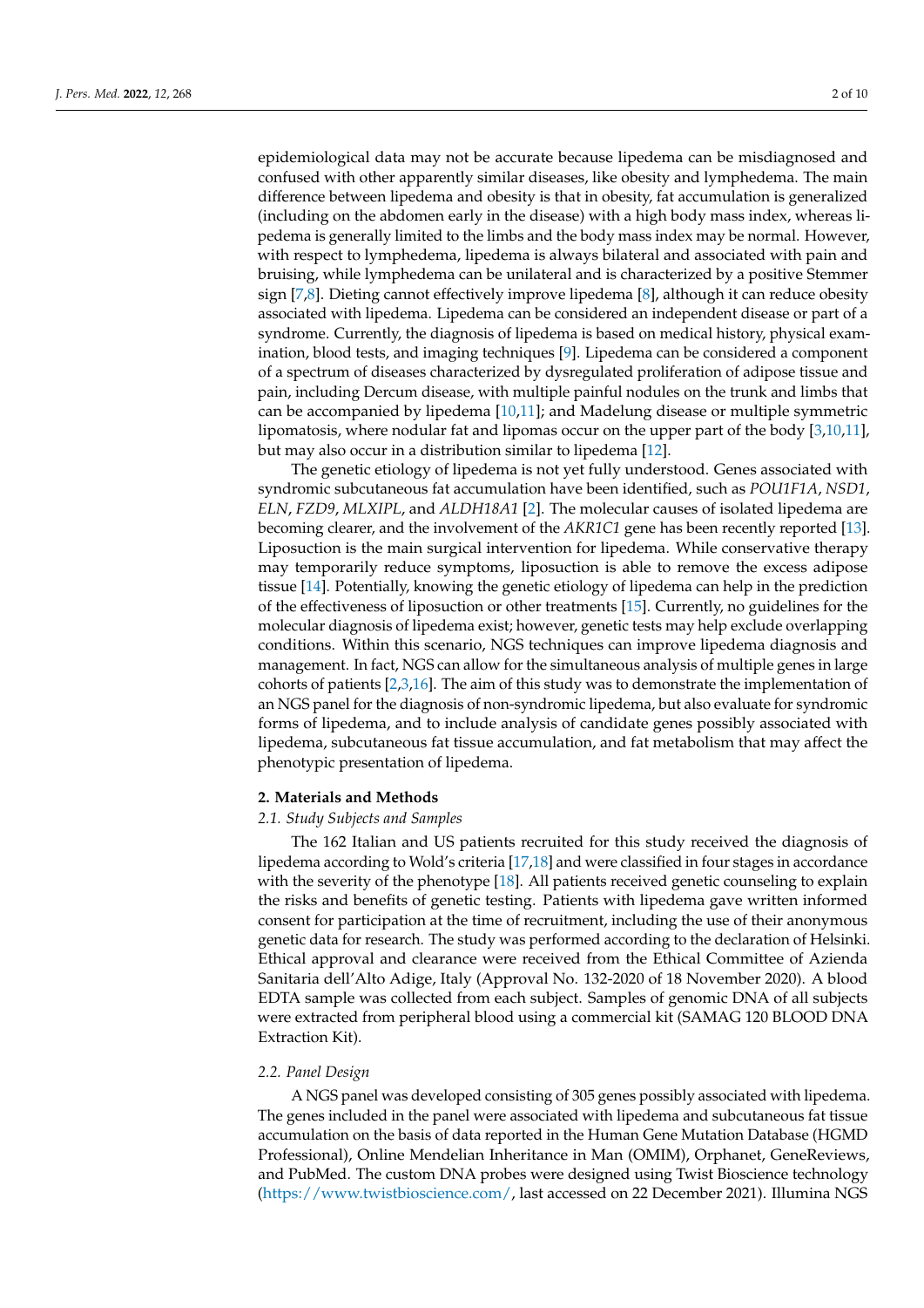epidemiological data may not be accurate because lipedema can be misdiagnosed and confused with other apparently similar diseases, like obesity and lymphedema. The main difference between lipedema and obesity is that in obesity, fat accumulation is generalized (including on the abdomen early in the disease) with a high body mass index, whereas lipedema is generally limited to the limbs and the body mass index may be normal. However, with respect to lymphedema, lipedema is always bilateral and associated with pain and bruising, while lymphedema can be unilateral and is characterized by a positive Stemmer sign [7,8]. Dieting cannot effectively improve lipedema [8], although it can reduce obesity associated with lipedema. Lipedema can be considered an independent disease or part of a syndrome. Currently, the diagnosis of lipedema is based on medical history, physical examination, blood tests, and imaging techniques [9]. Lipedema can be considered a component of a spectrum of diseases characterized by dysregulated proliferation of adipose tissue and pain, including Dercum disease, with multiple painful nodules on the trunk and limbs that can be accompanied by lipedema [10,11]; and Madelung disease or multiple symmetric lipomatosis, where nodular fat and lipomas occur on the upper part of the body [3,10,11], but may also occur in a distribution similar to lipedema [12].

The genetic etiology of lipedema is not yet fully understood. Genes associated with syndromic subcutaneous fat accumulation have been identified, such as *POU1F1A*, *NSD1*, *ELN*, *FZD9*, *MLXIPL*, and *ALDH18A1* [2]. The molecular causes of isolated lipedema are becoming clearer, and the involvement of the *AKR1C1* gene has been recently reported [13]. Liposuction is the main surgical intervention for lipedema. While conservative therapy may temporarily reduce symptoms, liposuction is able to remove the excess adipose tissue [14]. Potentially, knowing the genetic etiology of lipedema can help in the prediction of the effectiveness of liposuction or other treatments [15]. Currently, no guidelines for the molecular diagnosis of lipedema exist; however, genetic tests may help exclude overlapping conditions. Within this scenario, NGS techniques can improve lipedema diagnosis and management. In fact, NGS can allow for the simultaneous analysis of multiple genes in large cohorts of patients [2,3,16]. The aim of this study was to demonstrate the implementation of an NGS panel for the diagnosis of non-syndromic lipedema, but also evaluate for syndromic forms of lipedema, and to include analysis of candidate genes possibly associated with lipedema, subcutaneous fat tissue accumulation, and fat metabolism that may affect the phenotypic presentation of lipedema.

## 2. Materials and Methods

### 2.1. Study Subjects and Samples

The 162 Italian and US patients recruited for this study received the diagnosis of lipedema according to Wold's criteria [17,18] and were classified in four stages in accordance with the severity of the phenotype [18]. All patients received genetic counseling to explain the risks and benefits of genetic testing. Patients with lipedema gave written informed consent for participation at the time of recruitment, including the use of their anonymous genetic data for research. The study was performed according to the declaration of Helsinki. Ethical approval and clearance were received from the Ethical Committee of Azienda Sanitaria dell'Alto Adige, Italy (Approval No. 132-2020 of 18 November 2020). A blood EDTA sample was collected from each subject. Samples of genomic DNA of all subjects were extracted from peripheral blood using a commercial kit (SAMAG 120 BLOOD DNA Extraction Kit).

### 2.2. Panel Design

A NGS panel was developed consisting of 305 genes possibly associated with lipedema. The genes included in the panel were associated with lipedema and subcutaneous fat tissue accumulation on the basis of data reported in the Human Gene Mutation Database (HGMD Professional), Online Mendelian Inheritance in Man (OMIM), Orphanet, GeneReviews, and PubMed. The custom DNA probes were designed using Twist Bioscience technology (https://www.twistbioscience.com/, last accessed on 22 December 2021). Illumina NGS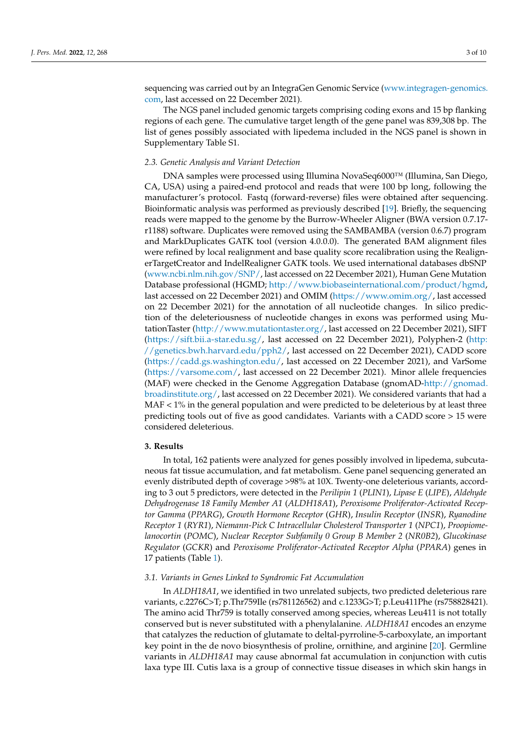sequencing was carried out by an IntegraGen Genomic Service (www.integragen-genomics.com, last accessed on 22 December 2021).

The NGS panel included genomic targets comprising coding exons and 15 bp flanking regions of each gene. The cumulative target length of the gene panel was 839,308 bp. The list of genes possibly associated with lipedema included in the NGS panel is shown in Supplementary Table S1.

### 2.3. Genetic Analysis and Variant Detection

DNA samples were processed using Illumina NovaSeq6000™ (Illumina, San Diego, CA, USA) using a paired-end protocol and reads that were 100 bp long, following the manufacturer's protocol. Fastq (forward-reverse) files were obtained after sequencing. Bioinformatic analysis was performed as previously described [19]. Briefly, the sequencing reads were mapped to the genome by the Burrow-Wheeler Aligner (BWA version 0.7.17-r1188) software. Duplicates were removed using the SAMBAMBA (version 0.6.7) program and MarkDuplicates GATK tool (version 4.0.0.0). The generated BAM alignment files were refined by local realignment and base quality score recalibration using the RealignerTargetCreator and IndelRealigner GATK tools. We used international databases dbSNP (www.ncbi.nlm.nih.gov/SNP/, last accessed on 22 December 2021), Human Gene Mutation Database professional (HGMD; http://www.biobaseinternational.com/product/hgmd, last accessed on 22 December 2021) and OMIM (https://www.omim.org/, last accessed on 22 December 2021) for the annotation of all nucleotide changes. In silico prediction of the deleteriousness of nucleotide changes in exons was performed using MutationTaster (http://www.mutationtaster.org/, last accessed on 22 December 2021), SIFT (https://sift.bii.a-star.edu.sg/, last accessed on 22 December 2021), Polyphen-2 (http://genetics.bwh.harvard.edu/pph2/, last accessed on 22 December 2021), CADD score (https://cadd.gs.washington.edu/, last accessed on 22 December 2021), and VarSome (https://varsome.com/, last accessed on 22 December 2021). Minor allele frequencies (MAF) were checked in the Genome Aggregation Database (gnomAD-http://gnomad.broadinstitute.org/, last accessed on 22 December 2021). We considered variants that had a MAF < 1% in the general population and were predicted to be deleterious by at least three predicting tools out of five as good candidates. Variants with a CADD score > 15 were considered deleterious.

## 3. Results

In total, 162 patients were analyzed for genes possibly involved in lipedema, subcutaneous fat tissue accumulation, and fat metabolism. Gene panel sequencing generated an evenly distributed depth of coverage >98% at 10X. Twenty-one deleterious variants, according to 3 out 5 predictors, were detected in the *Perilipin 1* (*PLIN1*), *Lipase E* (*LIPE*), *Aldehyde Dehydrogenase 18 Family Member A1* (*ALDH18A1*), *Peroxisome Proliferator-Activated Receptor Gamma* (*PPARG*), *Growth Hormone Receptor* (*GHR*), *Insulin Receptor* (*INSR*), *Ryanodine Receptor 1* (*RYR1*), *Niemann-Pick C Intracellular Cholesterol Transporter 1* (*NPC1*), *Proopiomelanocortin* (*POMC*), *Nuclear Receptor Subfamily 0 Group B Member 2* (*NR0B2*), *Glucokinase Regulator* (*GCKR*) and *Peroxisome Proliferator-Activated Receptor Alpha* (*PPARA*) genes in 17 patients (Table 1).

### 3.1. Variants in Genes Linked to Syndromic Fat Accumulation

In *ALDH18A1*, we identified in two unrelated subjects, two predicted deleterious rare variants, c.2276C>T; p.Thr759Ile (rs781126562) and c.1233G>T; p.Leu411Phe (rs758828421). The amino acid Thr759 is totally conserved among species, whereas Leu411 is not totally conserved but is never substituted with a phenylalanine. *ALDH18A1* encodes an enzyme that catalyzes the reduction of glutamate to deltal-pyrroline-5-carboxylate, an important key point in the de novo biosynthesis of proline, ornithine, and arginine [20]. Germline variants in *ALDH18A1* may cause abnormal fat accumulation in conjunction with cutis laxa type III. Cutis laxa is a group of connective tissue diseases in which skin hangs in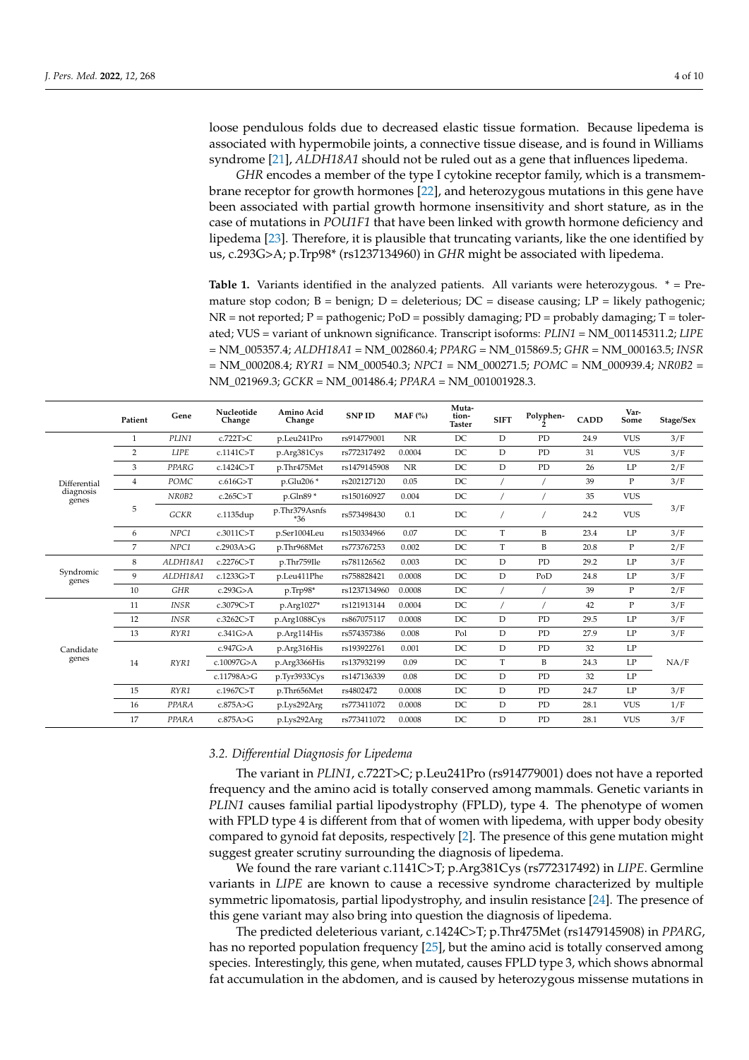loose pendulous folds due to decreased elastic tissue formation. Because lipedema is associated with hypermobile joints, a connective tissue disease, and is found in Williams syndrome [21], *ALDH18A1* should not be ruled out as a gene that influences lipedema.

*GHR* encodes a member of the type I cytokine receptor family, which is a transmembrane receptor for growth hormones [22], and heterozygous mutations in this gene have been associated with partial growth hormone insensitivity and short stature, as in the case of mutations in *POU1F1* that have been linked with growth hormone deficiency and lipedema [23]. Therefore, it is plausible that truncating variants, like the one identified by us, c.293G>A; p.Trp98* (rs1237134960) in *GHR* might be associated with lipedema.

**Table 1.** Variants identified in the analyzed patients. All variants were heterozygous. * = Premature stop codon; B = benign; D = deleterious; DC = disease causing; LP = likely pathogenic; NR = not reported; P = pathogenic; PoD = possibly damaging; PD = probably damaging; T = tolerated; VUS = variant of unknown significance. Transcript isoforms: *PLIN1* = NM_001145311.2; *LIPE* = NM_005357.4; *ALDH18A1* = NM_002860.4; *PPARG* = NM_015869.5; *GHR* = NM_000163.5; *INSR* = NM_000208.4; *RYR1* = NM_000540.3; *NPC1* = NM_000271.5; *POMC* = NM_000939.4; *NR0B2* = NM_021969.3; *GCKR* = NM_001486.4; *PPARA* = NM_001001928.3.

| | Patient | Gene | Nucleotide Change | Amino Acid Change | SNP ID | MAF (%) | Mutation-Taster | SIFT | Polyphen-2 | CADD | VarSome | Stage/Sex |
|---|---|---|---|---|---|---|---|---|---|---|---|---|
| Differential diagnosis genes | 1 | *PLIN1* | c.722T>C | p.Leu241Pro | rs914779001 | NR | DC | D | PD | 24.9 | VUS | 3/F |
| | 2 | *LIPE* | c.1141C>T | p.Arg381Cys | rs772317492 | 0.0004 | DC | D | PD | 31 | VUS | 3/F |
| | 3 | *PPARG* | c.1424C>T | p.Thr475Met | rs1479145908 | NR | DC | D | PD | 26 | LP | 2/F |
| | 4 | *POMC* | c.616G>T | p.Glu206 * | rs202127120 | 0.05 | DC | / | / | 39 | P | 3/F |
| | 5 | *NR0B2* | c.265C>T | p.Gln89 * | rs150160927 | 0.004 | DC | / | / | 35 | VUS | 3/F |
| | | *GCKR* | c.1135dup | p.Thr379Asnfs*36 | rs573498430 | 0.1 | DC | / | / | 24.2 | VUS | |
| | 6 | *NPC1* | c.3011C>T | p.Ser1004Leu | rs150334966 | 0.07 | DC | T | B | 23.4 | LP | 3/F |
| | 7 | *NPC1* | c.2903A>G | p.Thr968Met | rs773767253 | 0.002 | DC | T | B | 20.8 | P | 2/F |
| Syndromic genes | 8 | *ALDH18A1* | c.2276C>T | p.Thr759Ile | rs781126562 | 0.003 | DC | D | PD | 29.2 | LP | 3/F |
| | 9 | *ALDH18A1* | c.1233G>T | p.Leu411Phe | rs758828421 | 0.0008 | DC | D | PoD | 24.8 | LP | 3/F |
| | 10 | *GHR* | c.293G>A | p.Trp98* | rs1237134960 | 0.0008 | DC | / | / | 39 | P | 2/F |
| Candidate genes | 11 | *INSR* | c.3079C>T | p.Arg1027* | rs121913144 | 0.0004 | DC | / | / | 42 | P | 3/F |
| | 12 | *INSR* | c.3262C>T | p.Arg1088Cys | rs867075117 | 0.0008 | DC | D | PD | 29.5 | LP | 3/F |
| | 13 | *RYR1* | c.341G>A | p.Arg114His | rs574357386 | 0.008 | Pol | D | PD | 27.9 | LP | 3/F |
| | 14 | *RYR1* | c.947G>A | p.Arg316His | rs193922761 | 0.001 | DC | D | PD | 32 | LP | NA/F |
| | | | c.10097G>A | p.Arg3366His | rs137932199 | 0.09 | DC | T | B | 24.3 | LP | |
| | | | c.11798A>G | p.Tyr3933Cys | rs147136339 | 0.08 | DC | D | PD | 32 | LP | |
| | 15 | *RYR1* | c.1967C>T | p.Thr656Met | rs4802472 | 0.0008 | DC | D | PD | 24.7 | LP | 3/F |
| | 16 | *PPARA* | c.875A>G | p.Lys292Arg | rs773411072 | 0.0008 | DC | D | PD | 28.1 | VUS | 1/F |
| | 17 | *PPARA* | c.875A>G | p.Lys292Arg | rs773411072 | 0.0008 | DC | D | PD | 28.1 | VUS | 3/F |

### 3.2. Differential Diagnosis for Lipedema

The variant in *PLIN1*, c.722T>C; p.Leu241Pro (rs914779001) does not have a reported frequency and the amino acid is totally conserved among mammals. Genetic variants in *PLIN1* causes familial partial lipodystrophy (FPLD), type 4. The phenotype of women with FPLD type 4 is different from that of women with lipedema, with upper body obesity compared to gynoid fat deposits, respectively [2]. The presence of this gene mutation might suggest greater scrutiny surrounding the diagnosis of lipedema.

We found the rare variant c.1141C>T; p.Arg381Cys (rs772317492) in *LIPE*. Germline variants in *LIPE* are known to cause a recessive syndrome characterized by multiple symmetric lipomatosis, partial lipodystrophy, and insulin resistance [24]. The presence of this gene variant may also bring into question the diagnosis of lipedema.

The predicted deleterious variant, c.1424C>T; p.Thr475Met (rs1479145908) in *PPARG*, has no reported population frequency [25], but the amino acid is totally conserved among species. Interestingly, this gene, when mutated, causes FPLD type 3, which shows abnormal fat accumulation in the abdomen, and is caused by heterozygous missense mutations in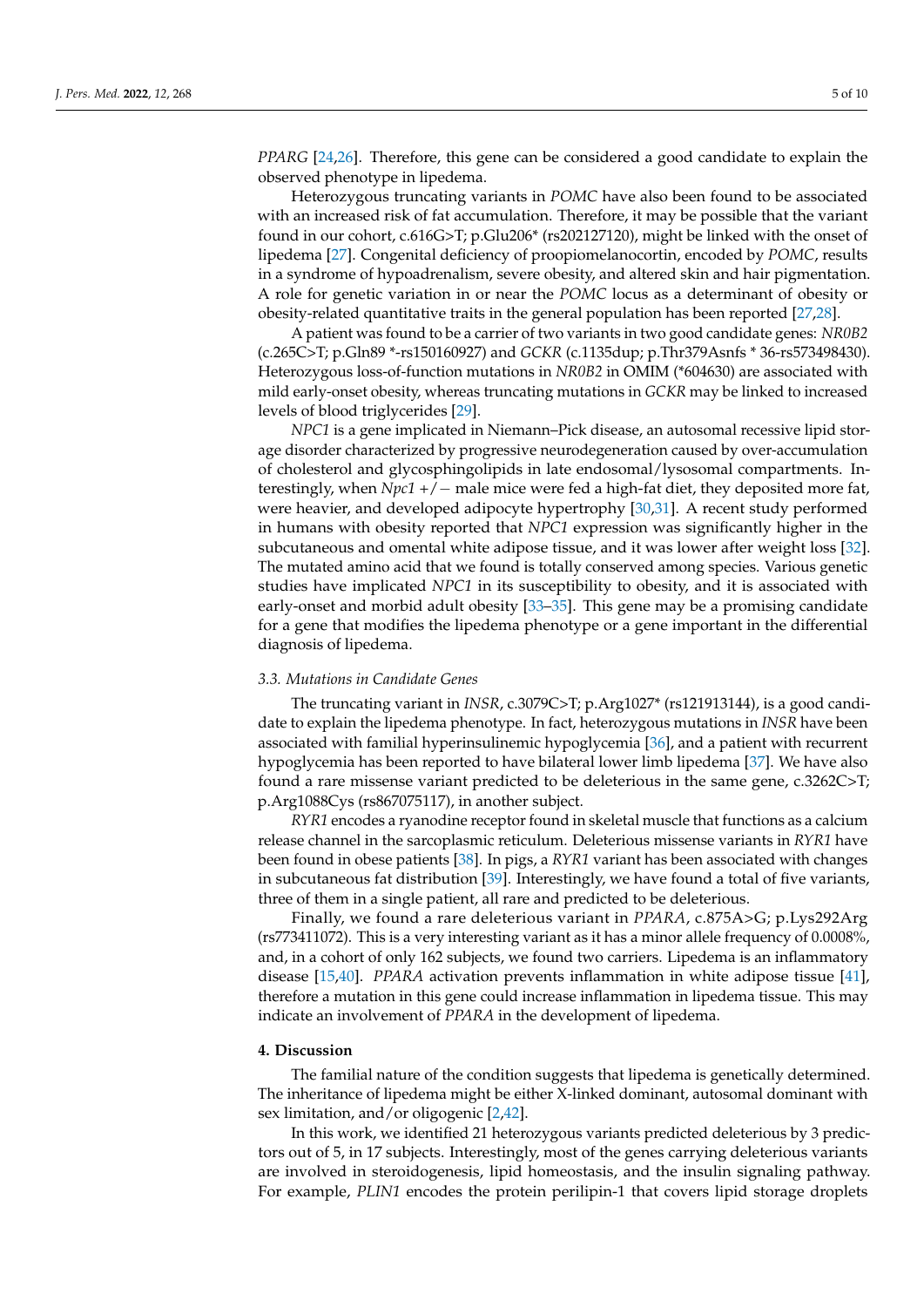*PPARG* [24,26]. Therefore, this gene can be considered a good candidate to explain the observed phenotype in lipedema.

Heterozygous truncating variants in *POMC* have also been found to be associated with an increased risk of fat accumulation. Therefore, it may be possible that the variant found in our cohort, c.616G>T; p.Glu206* (rs202127120), might be linked with the onset of lipedema [27]. Congenital deficiency of proopiomelanocortin, encoded by *POMC*, results in a syndrome of hypoadrenalism, severe obesity, and altered skin and hair pigmentation. A role for genetic variation in or near the *POMC* locus as a determinant of obesity or obesity-related quantitative traits in the general population has been reported [27,28].

A patient was found to be a carrier of two variants in two good candidate genes: *NR0B2* (c.265C>T; p.Gln89 *-rs150160927) and *GCKR* (c.1135dup; p.Thr379Asnfs * 36-rs573498430). Heterozygous loss-of-function mutations in *NR0B2* in OMIM (*604630) are associated with mild early-onset obesity, whereas truncating mutations in *GCKR* may be linked to increased levels of blood triglycerides [29].

*NPC1* is a gene implicated in Niemann–Pick disease, an autosomal recessive lipid storage disorder characterized by progressive neurodegeneration caused by over-accumulation of cholesterol and glycosphingolipids in late endosomal/lysosomal compartments. Interestingly, when *Npc1* +/− male mice were fed a high-fat diet, they deposited more fat, were heavier, and developed adipocyte hypertrophy [30,31]. A recent study performed in humans with obesity reported that *NPC1* expression was significantly higher in the subcutaneous and omental white adipose tissue, and it was lower after weight loss [32]. The mutated amino acid that we found is totally conserved among species. Various genetic studies have implicated *NPC1* in its susceptibility to obesity, and it is associated with early-onset and morbid adult obesity [33–35]. This gene may be a promising candidate for a gene that modifies the lipedema phenotype or a gene important in the differential diagnosis of lipedema.

### 3.3. Mutations in Candidate Genes

The truncating variant in *INSR*, c.3079C>T; p.Arg1027* (rs121913144), is a good candidate to explain the lipedema phenotype. In fact, heterozygous mutations in *INSR* have been associated with familial hyperinsulinemic hypoglycemia [36], and a patient with recurrent hypoglycemia has been reported to have bilateral lower limb lipedema [37]. We have also found a rare missense variant predicted to be deleterious in the same gene, c.3262C>T; p.Arg1088Cys (rs867075117), in another subject.

*RYR1* encodes a ryanodine receptor found in skeletal muscle that functions as a calcium release channel in the sarcoplasmic reticulum. Deleterious missense variants in *RYR1* have been found in obese patients [38]. In pigs, a *RYR1* variant has been associated with changes in subcutaneous fat distribution [39]. Interestingly, we have found a total of five variants, three of them in a single patient, all rare and predicted to be deleterious.

Finally, we found a rare deleterious variant in *PPARA*, c.875A>G; p.Lys292Arg (rs773411072). This is a very interesting variant as it has a minor allele frequency of 0.0008%, and, in a cohort of only 162 subjects, we found two carriers. Lipedema is an inflammatory disease [15,40]. *PPARA* activation prevents inflammation in white adipose tissue [41], therefore a mutation in this gene could increase inflammation in lipedema tissue. This may indicate an involvement of *PPARA* in the development of lipedema.

## 4. Discussion

The familial nature of the condition suggests that lipedema is genetically determined. The inheritance of lipedema might be either X-linked dominant, autosomal dominant with sex limitation, and/or oligogenic [2,42].

In this work, we identified 21 heterozygous variants predicted deleterious by 3 predictors out of 5, in 17 subjects. Interestingly, most of the genes carrying deleterious variants are involved in steroidogenesis, lipid homeostasis, and the insulin signaling pathway. For example, *PLIN1* encodes the protein perilipin-1 that covers lipid storage droplets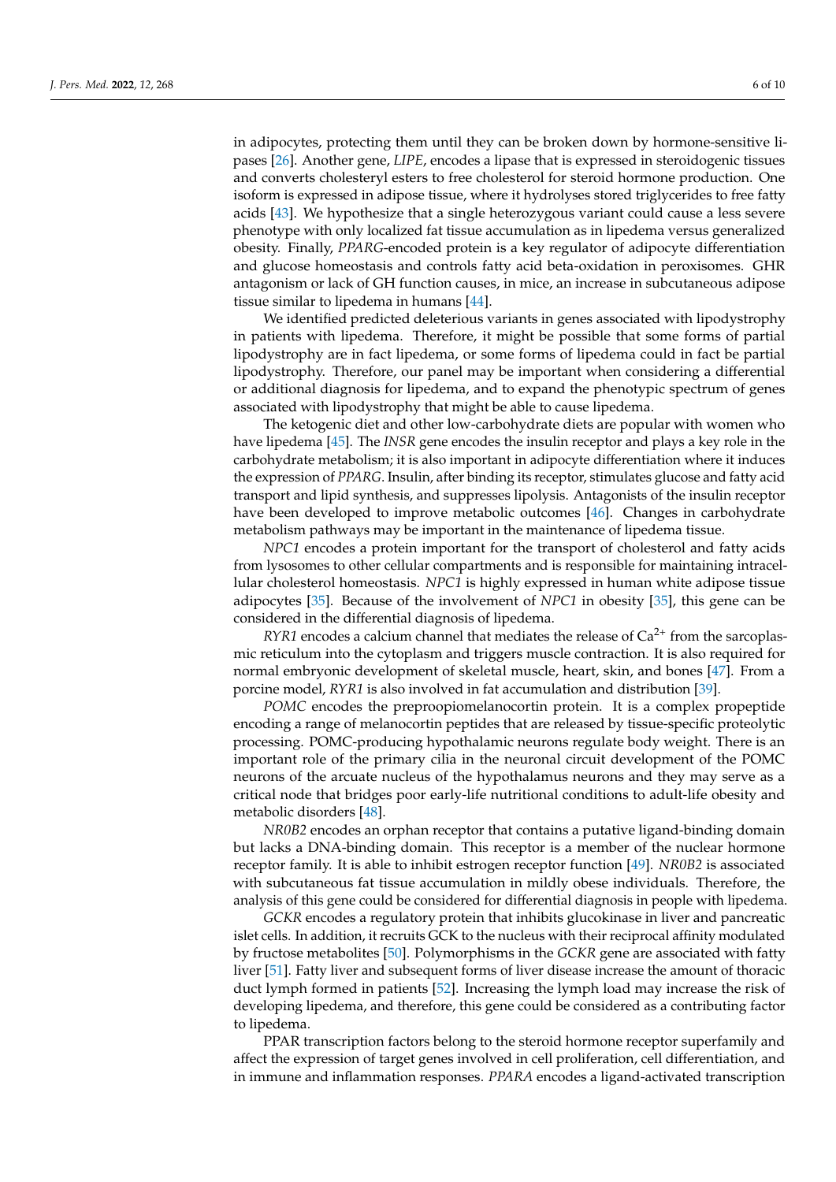in adipocytes, protecting them until they can be broken down by hormone-sensitive lipases [26]. Another gene, *LIPE*, encodes a lipase that is expressed in steroidogenic tissues and converts cholesteryl esters to free cholesterol for steroid hormone production. One isoform is expressed in adipose tissue, where it hydrolyses stored triglycerides to free fatty acids [43]. We hypothesize that a single heterozygous variant could cause a less severe phenotype with only localized fat tissue accumulation as in lipedema versus generalized obesity. Finally, *PPARG*-encoded protein is a key regulator of adipocyte differentiation and glucose homeostasis and controls fatty acid beta-oxidation in peroxisomes. GHR antagonism or lack of GH function causes, in mice, an increase in subcutaneous adipose tissue similar to lipedema in humans [44].

We identified predicted deleterious variants in genes associated with lipodystrophy in patients with lipedema. Therefore, it might be possible that some forms of partial lipodystrophy are in fact lipedema, or some forms of lipedema could in fact be partial lipodystrophy. Therefore, our panel may be important when considering a differential or additional diagnosis for lipedema, and to expand the phenotypic spectrum of genes associated with lipodystrophy that might be able to cause lipedema.

The ketogenic diet and other low-carbohydrate diets are popular with women who have lipedema [45]. The *INSR* gene encodes the insulin receptor and plays a key role in the carbohydrate metabolism; it is also important in adipocyte differentiation where it induces the expression of *PPARG*. Insulin, after binding its receptor, stimulates glucose and fatty acid transport and lipid synthesis, and suppresses lipolysis. Antagonists of the insulin receptor have been developed to improve metabolic outcomes [46]. Changes in carbohydrate metabolism pathways may be important in the maintenance of lipedema tissue.

*NPC1* encodes a protein important for the transport of cholesterol and fatty acids from lysosomes to other cellular compartments and is responsible for maintaining intracellular cholesterol homeostasis. *NPC1* is highly expressed in human white adipose tissue adipocytes [35]. Because of the involvement of *NPC1* in obesity [35], this gene can be considered in the differential diagnosis of lipedema.

*RYR1* encodes a calcium channel that mediates the release of $Ca^{2+}$ from the sarcoplasmic reticulum into the cytoplasm and triggers muscle contraction. It is also required for normal embryonic development of skeletal muscle, heart, skin, and bones [47]. From a porcine model, *RYR1* is also involved in fat accumulation and distribution [39].

*POMC* encodes the preproopiomelanocortin protein. It is a complex propeptide encoding a range of melanocortin peptides that are released by tissue-specific proteolytic processing. POMC-producing hypothalamic neurons regulate body weight. There is an important role of the primary cilia in the neuronal circuit development of the POMC neurons of the arcuate nucleus of the hypothalamus neurons and they may serve as a critical node that bridges poor early-life nutritional conditions to adult-life obesity and metabolic disorders [48].

*NR0B2* encodes an orphan receptor that contains a putative ligand-binding domain but lacks a DNA-binding domain. This receptor is a member of the nuclear hormone receptor family. It is able to inhibit estrogen receptor function [49]. *NR0B2* is associated with subcutaneous fat tissue accumulation in mildly obese individuals. Therefore, the analysis of this gene could be considered for differential diagnosis in people with lipedema.

*GCKR* encodes a regulatory protein that inhibits glucokinase in liver and pancreatic islet cells. In addition, it recruits GCK to the nucleus with their reciprocal affinity modulated by fructose metabolites [50]. Polymorphisms in the *GCKR* gene are associated with fatty liver [51]. Fatty liver and subsequent forms of liver disease increase the amount of thoracic duct lymph formed in patients [52]. Increasing the lymph load may increase the risk of developing lipedema, and therefore, this gene could be considered as a contributing factor to lipedema.

PPAR transcription factors belong to the steroid hormone receptor superfamily and affect the expression of target genes involved in cell proliferation, cell differentiation, and in immune and inflammation responses. *PPARA* encodes a ligand-activated transcription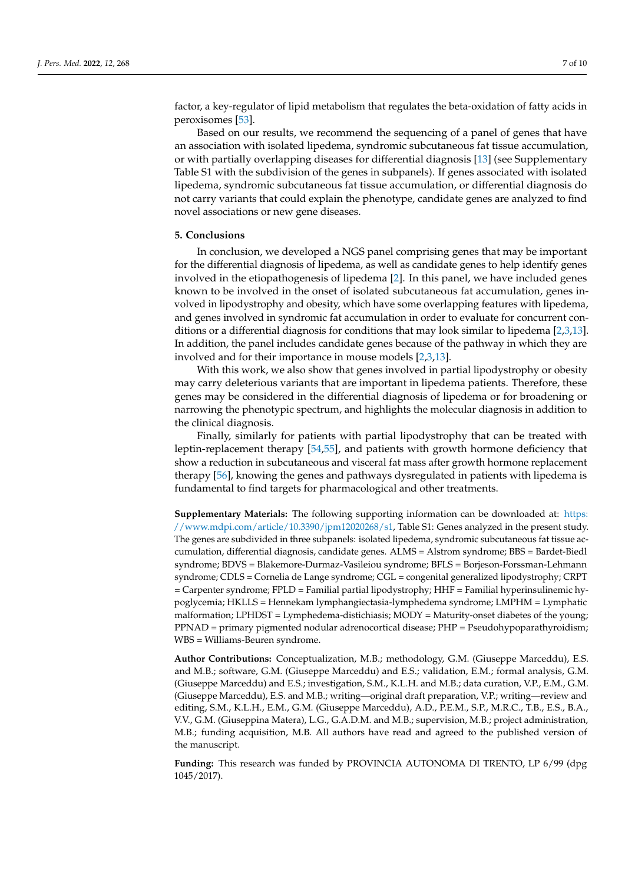factor, a key-regulator of lipid metabolism that regulates the beta-oxidation of fatty acids in peroxisomes [53].

Based on our results, we recommend the sequencing of a panel of genes that have an association with isolated lipedema, syndromic subcutaneous fat tissue accumulation, or with partially overlapping diseases for differential diagnosis [13] (see Supplementary Table S1 with the subdivision of the genes in subpanels). If genes associated with isolated lipedema, syndromic subcutaneous fat tissue accumulation, or differential diagnosis do not carry variants that could explain the phenotype, candidate genes are analyzed to find novel associations or new gene diseases.

## 5. Conclusions

In conclusion, we developed a NGS panel comprising genes that may be important for the differential diagnosis of lipedema, as well as candidate genes to help identify genes involved in the etiopathogenesis of lipedema [2]. In this panel, we have included genes known to be involved in the onset of isolated subcutaneous fat accumulation, genes involved in lipodystrophy and obesity, which have some overlapping features with lipedema, and genes involved in syndromic fat accumulation in order to evaluate for concurrent conditions or a differential diagnosis for conditions that may look similar to lipedema [2,3,13]. In addition, the panel includes candidate genes because of the pathway in which they are involved and for their importance in mouse models [2,3,13].

With this work, we also show that genes involved in partial lipodystrophy or obesity may carry deleterious variants that are important in lipedema patients. Therefore, these genes may be considered in the differential diagnosis of lipedema or for broadening or narrowing the phenotypic spectrum, and highlights the molecular diagnosis in addition to the clinical diagnosis.

Finally, similarly for patients with partial lipodystrophy that can be treated with leptin-replacement therapy [54,55], and patients with growth hormone deficiency that show a reduction in subcutaneous and visceral fat mass after growth hormone replacement therapy [56], knowing the genes and pathways dysregulated in patients with lipedema is fundamental to find targets for pharmacological and other treatments.

**Supplementary Materials:** The following supporting information can be downloaded at: https://www.mdpi.com/article/10.3390/jpm12020268/s1, Table S1: Genes analyzed in the present study. The genes are subdivided in three subpanels: isolated lipedema, syndromic subcutaneous fat tissue accumulation, differential diagnosis, candidate genes. ALMS = Alstrom syndrome; BBS = Bardet-Biedl syndrome; BDVS = Blakemore-Durmaz-Vasileiou syndrome; BFLS = Borjeson-Forssman-Lehmann syndrome; CDLS = Cornelia de Lange syndrome; CGL = congenital generalized lipodystrophy; CRPT = Carpenter syndrome; FPLD = Familial partial lipodystrophy; HHF = Familial hyperinsulinemic hypoglycemia; HKLLS = Hennekam lymphangiectasia-lymphedema syndrome; LMPHM = Lymphatic malformation; LPHDST = Lymphedema-distichiasis; MODY = Maturity-onset diabetes of the young; PPNAD = primary pigmented nodular adrenocortical disease; PHP = Pseudohypoparathyroidism; WBS = Williams-Beuren syndrome.

**Author Contributions:** Conceptualization, M.B.; methodology, G.M. (Giuseppe Marceddu), E.S. and M.B.; software, G.M. (Giuseppe Marceddu) and E.S.; validation, E.M.; formal analysis, G.M. (Giuseppe Marceddu) and E.S.; investigation, S.M., K.L.H. and M.B.; data curation, V.P., E.M., G.M. (Giuseppe Marceddu), E.S. and M.B.; writing—original draft preparation, V.P.; writing—review and editing, S.M., K.L.H., E.M., G.M. (Giuseppe Marceddu), A.D., P.E.M., S.P., M.R.C., T.B., E.S., B.A., V.V., G.M. (Giuseppina Matera), L.G., G.A.D.M. and M.B.; supervision, M.B.; project administration, M.B.; funding acquisition, M.B. All authors have read and agreed to the published version of the manuscript.

**Funding:** This research was funded by PROVINCIA AUTONOMA DI TRENTO, LP 6/99 (dpg 1045/2017).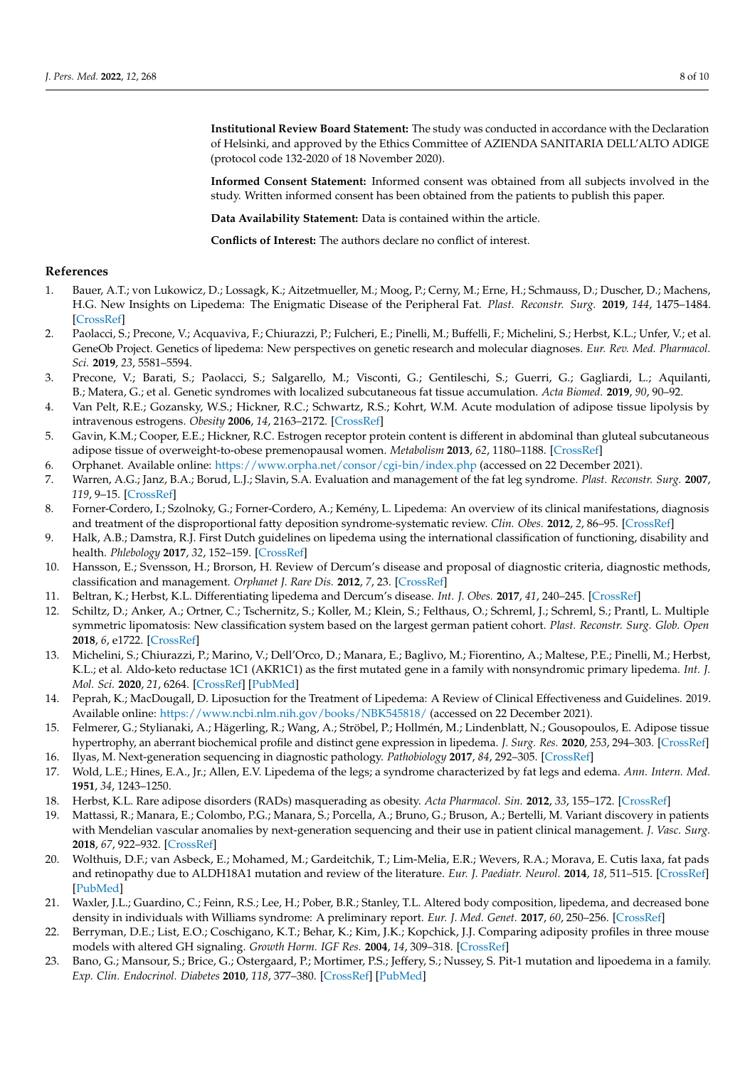**Institutional Review Board Statement:** The study was conducted in accordance with the Declaration of Helsinki, and approved by the Ethics Committee of AZIENDA SANITARIA DELL'ALTO ADIGE (protocol code 132-2020 of 18 November 2020).

**Informed Consent Statement:** Informed consent was obtained from all subjects involved in the study. Written informed consent has been obtained from the patients to publish this paper.

**Data Availability Statement:** Data is contained within the article.

**Conflicts of Interest:** The authors declare no conflict of interest.

## References

1. Bauer, A.T.; von Lukowicz, D.; Lossagk, K.; Aitzetmueller, M.; Moog, P.; Cerny, M.; Erne, H.; Schmauss, D.; Duscher, D.; Machens, H.G. New Insights on Lipedema: The Enigmatic Disease of the Peripheral Fat. *Plast. Reconstr. Surg.* **2019**, *144*, 1475–1484. [CrossRef]
2. Paolacci, S.; Precone, V.; Acquaviva, F.; Chiurazzi, P.; Fulcheri, E.; Pinelli, M.; Buffelli, F.; Michelini, S.; Herbst, K.L.; Unfer, V.; et al. GeneOb Project. Genetics of lipedema: New perspectives on genetic research and molecular diagnoses. *Eur. Rev. Med. Pharmacol. Sci.* **2019**, *23*, 5581–5594.
3. Precone, V.; Barati, S.; Paolacci, S.; Salgarello, M.; Visconti, G.; Gentileschi, S.; Guerri, G.; Gagliardi, L.; Aquilanti, B.; Matera, G.; et al. Genetic syndromes with localized subcutaneous fat tissue accumulation. *Acta Biomed.* **2019**, *90*, 90–92.
4. Van Pelt, R.E.; Gozansky, W.S.; Hickner, R.C.; Schwartz, R.S.; Kohrt, W.M. Acute modulation of adipose tissue lipolysis by intravenous estrogens. *Obesity* **2006**, *14*, 2163–2172. [CrossRef]
5. Gavin, K.M.; Cooper, E.E.; Hickner, R.C. Estrogen receptor protein content is different in abdominal than gluteal subcutaneous adipose tissue of overweight-to-obese premenopausal women. *Metabolism* **2013**, *62*, 1180–1188. [CrossRef]
6. Orphanet. Available online: https://www.orpha.net/consor/cgi-bin/index.php (accessed on 22 December 2021).
7. Warren, A.G.; Janz, B.A.; Borud, L.J.; Slavin, S.A. Evaluation and management of the fat leg syndrome. *Plast. Reconstr. Surg.* **2007**, *119*, 9–15. [CrossRef]
8. Forner-Cordero, I.; Szolnoky, G.; Forner-Cordero, A.; Kemény, L. Lipedema: An overview of its clinical manifestations, diagnosis and treatment of the disproportional fatty deposition syndrome-systematic review. *Clin. Obes.* **2012**, *2*, 86–95. [CrossRef]
9. Halk, A.B.; Damstra, R.J. First Dutch guidelines on lipedema using the international classification of functioning, disability and health. *Phlebology* **2017**, *32*, 152–159. [CrossRef]
10. Hansson, E.; Svensson, H.; Brorson, H. Review of Dercum's disease and proposal of diagnostic criteria, diagnostic methods, classification and management. *Orphanet J. Rare Dis.* **2012**, *7*, 23. [CrossRef]
11. Beltran, K.; Herbst, K.L. Differentiating lipedema and Dercum's disease. *Int. J. Obes.* **2017**, *41*, 240–245. [CrossRef]
12. Schiltz, D.; Anker, A.; Ortner, C.; Tschernitz, S.; Koller, M.; Klein, S.; Felthaus, O.; Schreml, J.; Schreml, S.; Prantl, L. Multiple symmetric lipomatosis: New classification system based on the largest german patient cohort. *Plast. Reconstr. Surg. Glob. Open* **2018**, *6*, e1722. [CrossRef]
13. Michelini, S.; Chiurazzi, P.; Marino, V.; Dell'Orco, D.; Manara, E.; Baglivo, M.; Fiorentino, A.; Maltese, P.E.; Pinelli, M.; Herbst, K.L.; et al. Aldo-keto reductase 1C1 (AKR1C1) as the first mutated gene in a family with nonsyndromic primary lipedema. *Int. J. Mol. Sci.* **2020**, *21*, 6264. [CrossRef] [PubMed]
14. Peprah, K.; MacDougall, D. Liposuction for the Treatment of Lipedema: A Review of Clinical Effectiveness and Guidelines. 2019. Available online: https://www.ncbi.nlm.nih.gov/books/NBK545818/ (accessed on 22 December 2021).
15. Felmerer, G.; Stylianaki, A.; Hägerling, R.; Wang, A.; Ströbel, P.; Hollmén, M.; Lindenblatt, N.; Gousopoulos, E. Adipose tissue hypertrophy, an aberrant biochemical profile and distinct gene expression in lipedema. *J. Surg. Res.* **2020**, *253*, 294–303. [CrossRef]
16. Ilyas, M. Next-generation sequencing in diagnostic pathology. *Pathobiology* **2017**, *84*, 292–305. [CrossRef]
17. Wold, L.E.; Hines, E.A., Jr.; Allen, E.V. Lipedema of the legs; a syndrome characterized by fat legs and edema. *Ann. Intern. Med.* **1951**, *34*, 1243–1250.
18. Herbst, K.L. Rare adipose disorders (RADs) masquerading as obesity. *Acta Pharmacol. Sin.* **2012**, *33*, 155–172. [CrossRef]
19. Mattassi, R.; Manara, E.; Colombo, P.G.; Manara, S.; Porcella, A.; Bruno, G.; Bruson, A.; Bertelli, M. Variant discovery in patients with Mendelian vascular anomalies by next-generation sequencing and their use in patient clinical management. *J. Vasc. Surg.* **2018**, *67*, 922–932. [CrossRef]
20. Wolthuis, D.F.; van Asbeck, E.; Mohamed, M.; Gardeitchik, T.; Lim-Melia, E.R.; Wevers, R.A.; Morava, E. Cutis laxa, fat pads and retinopathy due to ALDH18A1 mutation and review of the literature. *Eur. J. Paediatr. Neurol.* **2014**, *18*, 511–515. [CrossRef] [PubMed]
21. Waxler, J.L.; Guardino, C.; Feinn, R.S.; Lee, H.; Pober, B.R.; Stanley, T.L. Altered body composition, lipedema, and decreased bone density in individuals with Williams syndrome: A preliminary report. *Eur. J. Med. Genet.* **2017**, *60*, 250–256. [CrossRef]
22. Berryman, D.E.; List, E.O.; Coschigano, K.T.; Behar, K.; Kim, J.K.; Kopchick, J.J. Comparing adiposity profiles in three mouse models with altered GH signaling. *Growth Horm. IGF Res.* **2004**, *14*, 309–318. [CrossRef]
23. Bano, G.; Mansour, S.; Brice, G.; Ostergaard, P.; Mortimer, P.S.; Jeffery, S.; Nussey, S. Pit-1 mutation and lipoedema in a family. *Exp. Clin. Endocrinol. Diabetes* **2010**, *118*, 377–380. [CrossRef] [PubMed]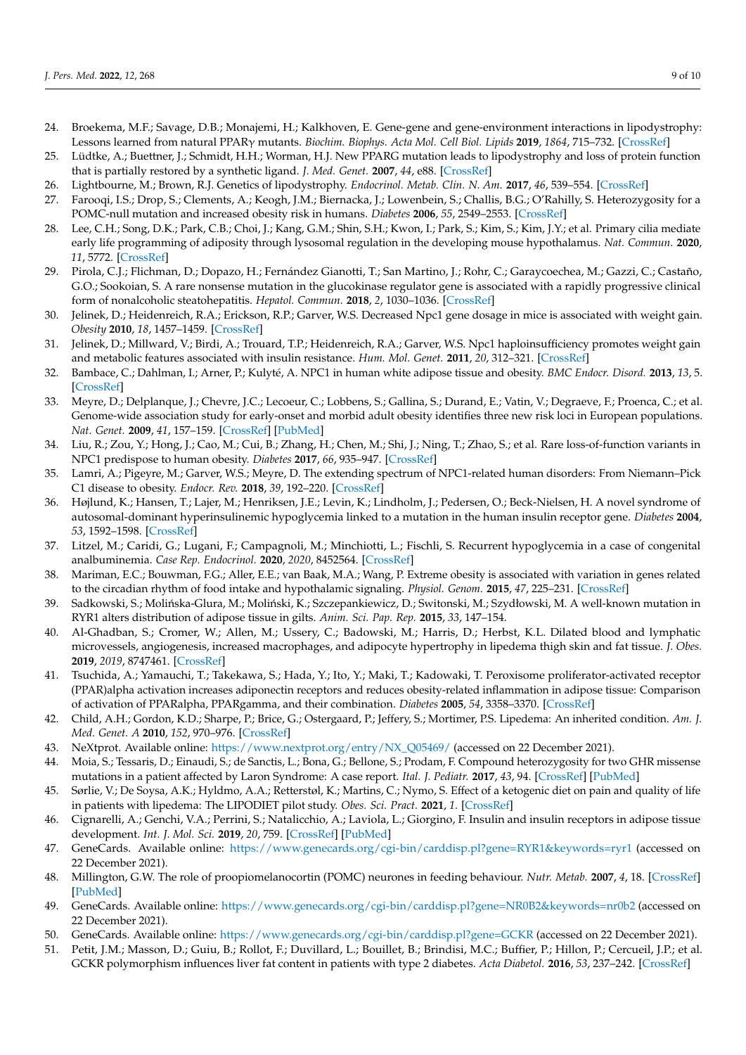24. Broekema, M.F.; Savage, D.B.; Monajemi, H.; Kalkhoven, E. Gene-gene and gene-environment interactions in lipodystrophy: Lessons learned from natural PPARγ mutants. *Biochim. Biophys. Acta Mol. Cell Biol. Lipids* **2019**, *1864*, 715–732. [CrossRef]
25. Lüdtke, A.; Buettner, J.; Schmidt, H.H.; Worman, H.J. New PPARG mutation leads to lipodystrophy and loss of protein function that is partially restored by a synthetic ligand. *J. Med. Genet.* **2007**, *44*, e88. [CrossRef]
26. Lightbourne, M.; Brown, R.J. Genetics of lipodystrophy. *Endocrinol. Metab. Clin. N. Am.* **2017**, *46*, 539–554. [CrossRef]
27. Farooqi, I.S.; Drop, S.; Clements, A.; Keogh, J.M.; Biernacka, J.; Lowenbein, S.; Challis, B.G.; O'Rahilly, S. Heterozygosity for a POMC-null mutation and increased obesity risk in humans. *Diabetes* **2006**, *55*, 2549–2553. [CrossRef]
28. Lee, C.H.; Song, D.K.; Park, C.B.; Choi, J.; Kang, G.M.; Shin, S.H.; Kwon, I.; Park, S.; Kim, S.; Kim, J.Y.; et al. Primary cilia mediate early life programming of adiposity through lysosomal regulation in the developing mouse hypothalamus. *Nat. Commun.* **2020**, *11*, 5772. [CrossRef]
29. Pirola, C.J.; Flichman, D.; Dopazo, H.; Fernández Gianotti, T.; San Martino, J.; Rohr, C.; Garaycoechea, M.; Gazzi, C.; Castaño, G.O.; Sookoian, S. A rare nonsense mutation in the glucokinase regulator gene is associated with a rapidly progressive clinical form of nonalcoholic steatohepatitis. *Hepatol. Commun.* **2018**, *2*, 1030–1036. [CrossRef]
30. Jelinek, D.; Heidenreich, R.A.; Erickson, R.P.; Garver, W.S. Decreased Npc1 gene dosage in mice is associated with weight gain. *Obesity* **2010**, *18*, 1457–1459. [CrossRef]
31. Jelinek, D.; Millward, V.; Birdi, A.; Trouard, T.P.; Heidenreich, R.A.; Garver, W.S. Npc1 haploinsufficiency promotes weight gain and metabolic features associated with insulin resistance. *Hum. Mol. Genet.* **2011**, *20*, 312–321. [CrossRef]
32. Bambace, C.; Dahlman, I.; Arner, P.; Kulyté, A. NPC1 in human white adipose tissue and obesity. *BMC Endocr. Disord.* **2013**, *13*, 5. [CrossRef]
33. Meyre, D.; Delplanque, J.; Chevre, J.C.; Lecoeur, C.; Lobbens, S.; Gallina, S.; Durand, E.; Vatin, V.; Degraeve, F.; Proenca, C.; et al. Genome-wide association study for early-onset and morbid adult obesity identifies three new risk loci in European populations. *Nat. Genet.* **2009**, *41*, 157–159. [CrossRef] [PubMed]
34. Liu, R.; Zou, Y.; Hong, J.; Cao, M.; Cui, B.; Zhang, H.; Chen, M.; Shi, J.; Ning, T.; Zhao, S.; et al. Rare loss-of-function variants in NPC1 predispose to human obesity. *Diabetes* **2017**, *66*, 935–947. [CrossRef]
35. Lamri, A.; Pigeyre, M.; Garver, W.S.; Meyre, D. The extending spectrum of NPC1-related human disorders: From Niemann–Pick C1 disease to obesity. *Endocr. Rev.* **2018**, *39*, 192–220. [CrossRef]
36. Højlund, K.; Hansen, T.; Lajer, M.; Henriksen, J.E.; Levin, K.; Lindholm, J.; Pedersen, O.; Beck-Nielsen, H. A novel syndrome of autosomal-dominant hyperinsulinemic hypoglycemia linked to a mutation in the human insulin receptor gene. *Diabetes* **2004**, *53*, 1592–1598. [CrossRef]
37. Litzel, M.; Caridi, G.; Lugani, F.; Campagnoli, M.; Minchiotti, L.; Fischli, S. Recurrent hypoglycemia in a case of congenital analbuminemia. *Case Rep. Endocrinol.* **2020**, *2020*, 8452564. [CrossRef]
38. Mariman, E.C.; Bouwman, F.G.; Aller, E.E.; van Baak, M.A.; Wang, P. Extreme obesity is associated with variation in genes related to the circadian rhythm of food intake and hypothalamic signaling. *Physiol. Genom.* **2015**, *47*, 225–231. [CrossRef]
39. Sadkowski, S.; Molińska-Glura, M.; Moliński, K.; Szczepankiewicz, D.; Switonski, M.; Szydłowski, M. A well-known mutation in RYR1 alters distribution of adipose tissue in gilts. *Anim. Sci. Pap. Rep.* **2015**, *33*, 147–154.
40. Al-Ghadban, S.; Cromer, W.; Allen, M.; Ussery, C.; Badowski, M.; Harris, D.; Herbst, K.L. Dilated blood and lymphatic microvessels, angiogenesis, increased macrophages, and adipocyte hypertrophy in lipedema thigh skin and fat tissue. *J. Obes.* **2019**, *2019*, 8747461. [CrossRef]
41. Tsuchida, A.; Yamauchi, T.; Takekawa, S.; Hada, Y.; Ito, Y.; Maki, T.; Kadowaki, T. Peroxisome proliferator-activated receptor (PPAR)alpha activation increases adiponectin receptors and reduces obesity-related inflammation in adipose tissue: Comparison of activation of PPARalpha, PPARgamma, and their combination. *Diabetes* **2005**, *54*, 3358–3370. [CrossRef]
42. Child, A.H.; Gordon, K.D.; Sharpe, P.; Brice, G.; Ostergaard, P.; Jeffery, S.; Mortimer, P.S. Lipedema: An inherited condition. *Am. J. Med. Genet. A* **2010**, *152*, 970–976. [CrossRef]
43. NeXtprot. Available online: https://www.nextprot.org/entry/NX_Q05469/ (accessed on 22 December 2021).
44. Moia, S.; Tessaris, D.; Einaudi, S.; de Sanctis, L.; Bona, G.; Bellone, S.; Prodam, F. Compound heterozygosity for two GHR missense mutations in a patient affected by Laron Syndrome: A case report. *Ital. J. Pediatr.* **2017**, *43*, 94. [CrossRef] [PubMed]
45. Sørlie, V.; De Soysa, A.K.; Hyldmo, A.A.; Retterstøl, K.; Martins, C.; Nymo, S. Effect of a ketogenic diet on pain and quality of life in patients with lipedema: The LIPODIET pilot study. *Obes. Sci. Pract.* **2021**, *1*. [CrossRef]
46. Cignarelli, A.; Genchi, V.A.; Perrini, S.; Natalicchio, A.; Laviola, L.; Giorgino, F. Insulin and insulin receptors in adipose tissue development. *Int. J. Mol. Sci.* **2019**, *20*, 759. [CrossRef] [PubMed]
47. GeneCards. Available online: https://www.genecards.org/cgi-bin/carddisp.pl?gene=RYR1&keywords=ryr1 (accessed on 22 December 2021).
48. Millington, G.W. The role of proopiomelanocortin (POMC) neurones in feeding behaviour. *Nutr. Metab.* **2007**, *4*, 18. [CrossRef] [PubMed]
49. GeneCards. Available online: https://www.genecards.org/cgi-bin/carddisp.pl?gene=NR0B2&keywords=nr0b2 (accessed on 22 December 2021).
50. GeneCards. Available online: https://www.genecards.org/cgi-bin/carddisp.pl?gene=GCKR (accessed on 22 December 2021).
51. Petit, J.M.; Masson, D.; Guiu, B.; Rollot, F.; Duvillard, L.; Bouillet, B.; Brindisi, M.C.; Buffier, P.; Hillon, P.; Cercueil, J.P.; et al. GCKR polymorphism influences liver fat content in patients with type 2 diabetes. *Acta Diabetol.* **2016**, *53*, 237–242. [CrossRef]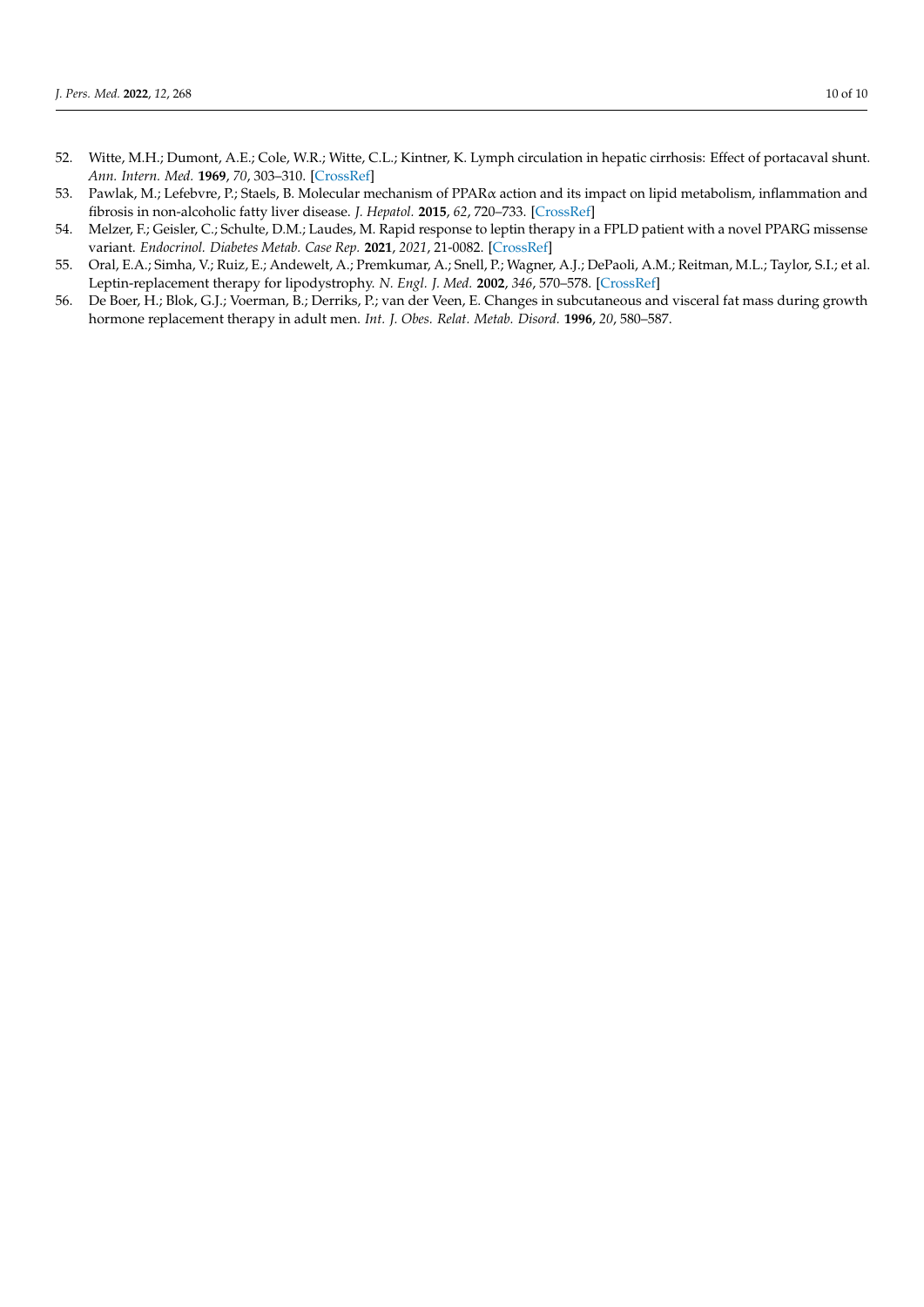52. Witte, M.H.; Dumont, A.E.; Cole, W.R.; Witte, C.L.; Kintner, K. Lymph circulation in hepatic cirrhosis: Effect of portacaval shunt. *Ann. Intern. Med.* **1969**, *70*, 303–310. [CrossRef]
53. Pawlak, M.; Lefebvre, P.; Staels, B. Molecular mechanism of PPAR$\alpha$ action and its impact on lipid metabolism, inflammation and fibrosis in non-alcoholic fatty liver disease. *J. Hepatol.* **2015**, *62*, 720–733. [CrossRef]
54. Melzer, F.; Geisler, C.; Schulte, D.M.; Laudes, M. Rapid response to leptin therapy in a FPLD patient with a novel PPARG missense variant. *Endocrinol. Diabetes Metab. Case Rep.* **2021**, *2021*, 21-0082. [CrossRef]
55. Oral, E.A.; Simha, V.; Ruiz, E.; Andewelt, A.; Premkumar, A.; Snell, P.; Wagner, A.J.; DePaoli, A.M.; Reitman, M.L.; Taylor, S.I.; et al. Leptin-replacement therapy for lipodystrophy. *N. Engl. J. Med.* **2002**, *346*, 570–578. [CrossRef]
56. De Boer, H.; Blok, G.J.; Voerman, B.; Derriks, P.; van der Veen, E. Changes in subcutaneous and visceral fat mass during growth hormone replacement therapy in adult men. *Int. J. Obes. Relat. Metab. Disord.* **1996**, *20*, 580–587.